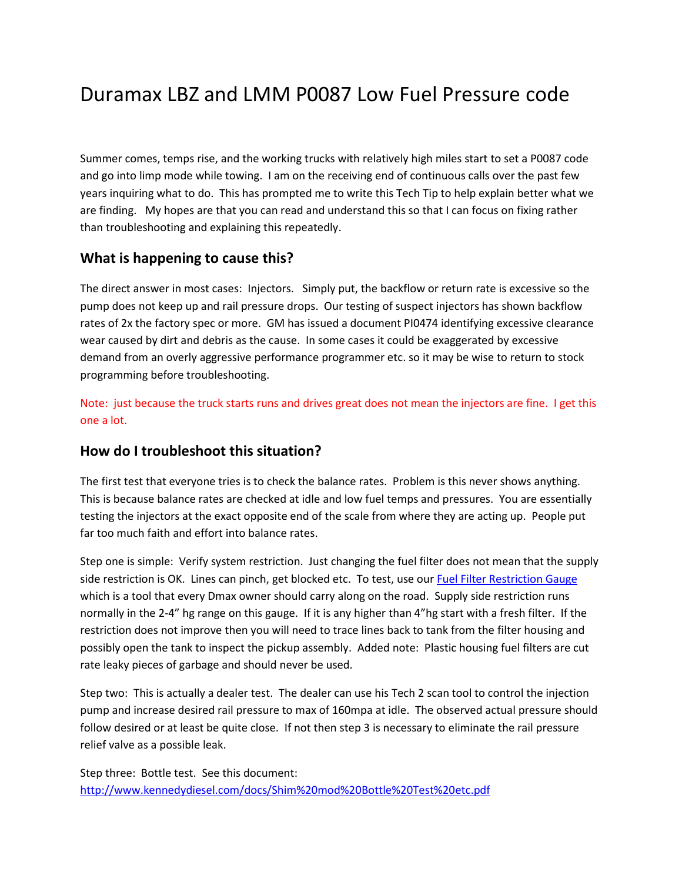# Duramax LBZ and LMM P0087 Low Fuel Pressure code

Summer comes, temps rise, and the working trucks with relatively high miles start to set a P0087 code and go into limp mode while towing. I am on the receiving end of continuous calls over the past few years inquiring what to do. This has prompted me to write this Tech Tip to help explain better what we are finding. My hopes are that you can read and understand this so that I can focus on fixing rather than troubleshooting and explaining this repeatedly.

## What is happening to cause this?

The direct answer in most cases: Injectors. Simply put, the backflow or return rate is excessive so the pump does not keep up and rail pressure drops. Our testing of suspect injectors has shown backflow rates of 2x the factory spec or more. GM has issued a document PI0474 identifying excessive clearance wear caused by dirt and debris as the cause. In some cases it could be exaggerated by excessive demand from an overly aggressive performance programmer etc. so it may be wise to return to stock programming before troubleshooting.

Note: just because the truck starts runs and drives great does not mean the injectors are fine. I get this one a lot.

## How do I troubleshoot this situation?

The first test that everyone tries is to check the balance rates. Problem is this never shows anything. This is because balance rates are checked at idle and low fuel temps and pressures. You are essentially testing the injectors at the exact opposite end of the scale from where they are acting up. People put far too much faith and effort into balance rates.

Step one is simple: Verify system restriction. Just changing the fuel filter does not mean that the supply side restriction is OK. Lines can pinch, get blocked etc. To test, use our [Fuel Filter Restriction Gauge] which is a tool that every Dmax owner should carry along on the road. Supply side restriction runs normally in the 2-4" hg range on this gauge. If it is any higher than 4"hg start with a fresh filter. If the restriction does not improve then you will need to trace lines back to tank from the filter housing and possibly open the tank to inspect the pickup assembly. Added note: Plastic housing fuel filters are cut rate leaky pieces of garbage and should never be used.

Step two: This is actually a dealer test. The dealer can use his Tech 2 scan tool to control the injection pump and increase desired rail pressure to max of 160mpa at idle. The observed actual pressure should follow desired or at least be quite close. If not then step 3 is necessary to eliminate the rail pressure relief valve as a possible leak.

Step three: Bottle test. See this document: http://www.kennedydiesel.com/docs/Shim%20mod%20Bottle%20Test%20etc.pdf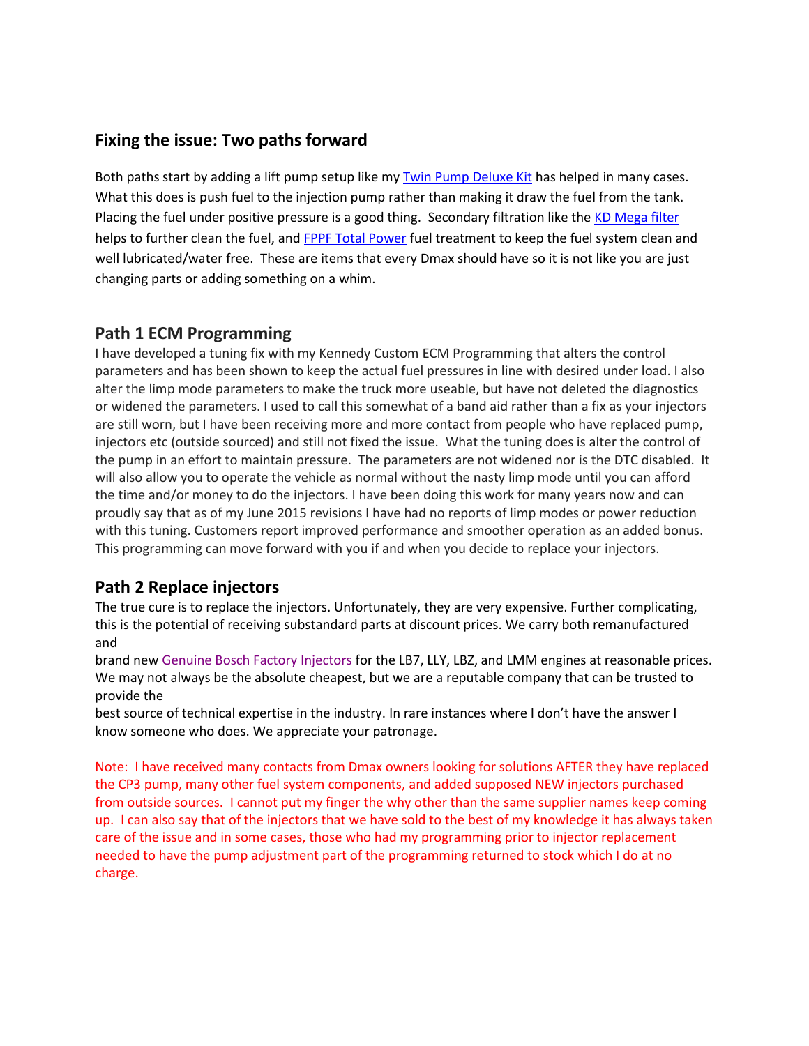## Fixing the issue: Two paths forward

Both paths start by adding a lift pump setup like my Twin Pump Deluxe Kit has helped in many cases. What this does is push fuel to the injection pump rather than making it draw the fuel from the tank. Placing the fuel under positive pressure is a good thing. Secondary filtration like the KD Mega filter helps to further clean the fuel, and FPPF Total Power fuel treatment to keep the fuel system clean and well lubricated/water free. These are items that every Dmax should have so it is not like you are just changing parts or adding something on a whim.

## Path 1 ECM Programming

I have developed a tuning fix with my Kennedy Custom ECM Programming that alters the control parameters and has been shown to keep the actual fuel pressures in line with desired under load. I also alter the limp mode parameters to make the truck more useable, but have not deleted the diagnostics or widened the parameters. I used to call this somewhat of a band aid rather than a fix as your injectors are still worn, but I have been receiving more and more contact from people who have replaced pump, injectors etc (outside sourced) and still not fixed the issue. What the tuning does is alter the control of the pump in an effort to maintain pressure. The parameters are not widened nor is the DTC disabled. It will also allow you to operate the vehicle as normal without the nasty limp mode until you can afford the time and/or money to do the injectors. I have been doing this work for many years now and can proudly say that as of my June 2015 revisions I have had no reports of limp modes or power reduction with this tuning. Customers report improved performance and smoother operation as an added bonus. This programming can move forward with you if and when you decide to replace your injectors.

## Path 2 Replace injectors

The true cure is to replace the injectors. Unfortunately, they are very expensive. Further complicating, this is the potential of receiving substandard parts at discount prices. We carry both remanufactured and brand new Genuine Bosch Factory Injectors for the LB7, LLY, LBZ, and LMM engines at reasonable prices. We may not always be the absolute cheapest, but we are a reputable company that can be trusted to provide the best source of technical expertise in the industry. In rare instances where I don't have the answer I know someone who does. We appreciate your patronage.

Note: I have received many contacts from Dmax owners looking for solutions AFTER they have replaced the CP3 pump, many other fuel system components, and added supposed NEW injectors purchased from outside sources. I cannot put my finger the why other than the same supplier names keep coming up. I can also say that of the injectors that we have sold to the best of my knowledge it has always taken care of the issue and in some cases, those who had my programming prior to injector replacement needed to have the pump adjustment part of the programming returned to stock which I do at no charge.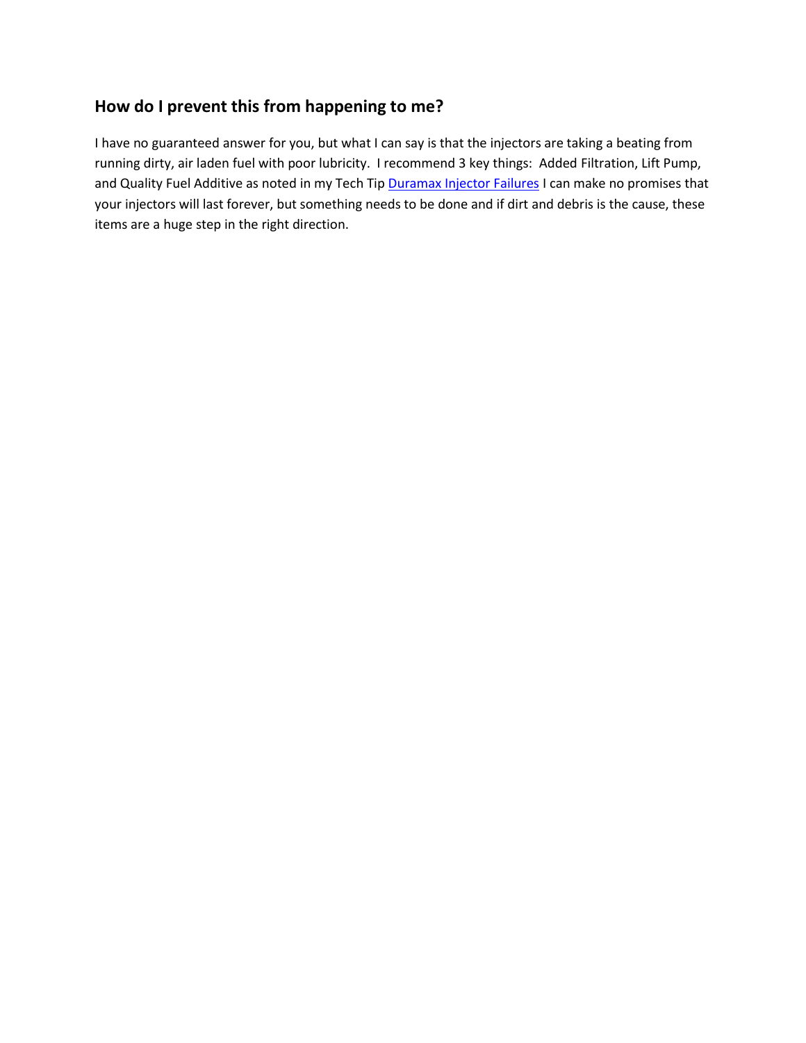## How do I prevent this from happening to me?

I have no guaranteed answer for you, but what I can say is that the injectors are taking a beating from running dirty, air laden fuel with poor lubricity. I recommend 3 key things: Added Filtration, Lift Pump, and Quality Fuel Additive as noted in my Tech Tip Duramax Injector Failures I can make no promises that your injectors will last forever, but something needs to be done and if dirt and debris is the cause, these items are a huge step in the right direction.